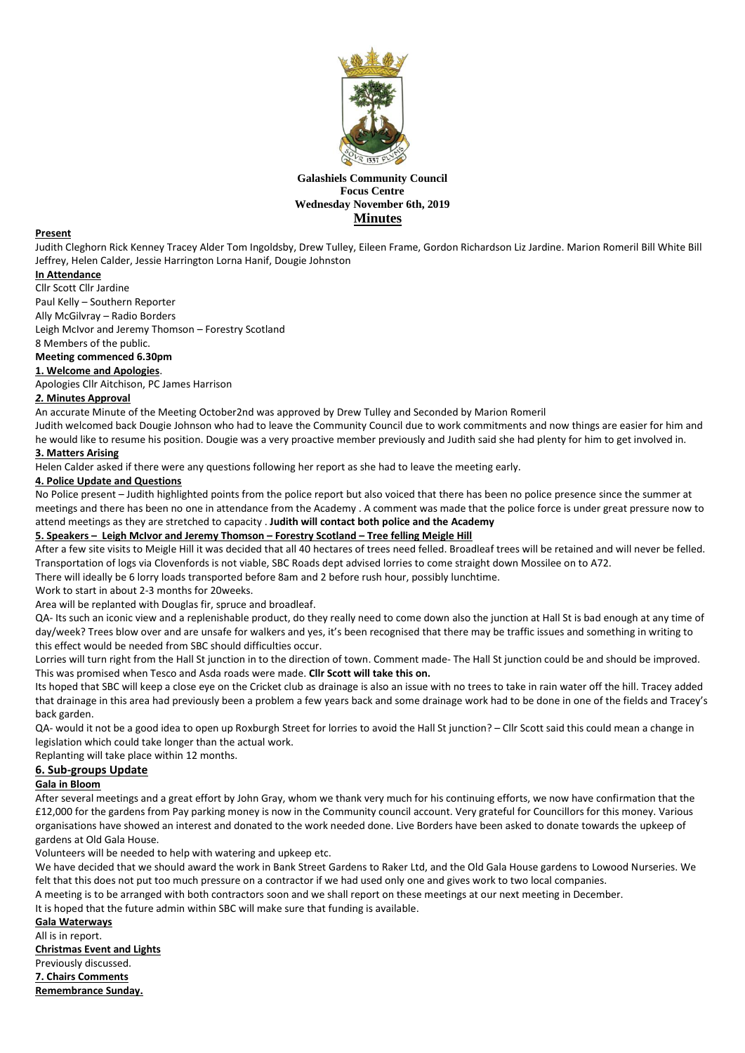**Galashiels Community Council**
**Focus Centre**
**Wednesday November 6th, 2019**
**Minutes**

**Present**

Judith Cleghorn Rick Kenney Tracey Alder Tom Ingoldsby, Drew Tulley, Eileen Frame, Gordon Richardson Liz Jardine. Marion Romeril Bill White Bill Jeffrey, Helen Calder, Jessie Harrington Lorna Hanif, Dougie Johnston

**In Attendance**

Cllr Scott Cllr Jardine
Paul Kelly – Southern Reporter
Ally McGilvray – Radio Borders
Leigh McIvor and Jeremy Thomson – Forestry Scotland
8 Members of the public.

**Meeting commenced 6.30pm**

**1. Welcome and Apologies**.

Apologies Cllr Aitchison, PC James Harrison

***2.* Minutes Approval**

An accurate Minute of the Meeting October2nd was approved by Drew Tulley and Seconded by Marion Romeril

Judith welcomed back Dougie Johnson who had to leave the Community Council due to work commitments and now things are easier for him and he would like to resume his position. Dougie was a very proactive member previously and Judith said she had plenty for him to get involved in.

**3. Matters Arising**

Helen Calder asked if there were any questions following her report as she had to leave the meeting early.

**4. Police Update and Questions**

No Police present – Judith highlighted points from the police report but also voiced that there has been no police presence since the summer at meetings and there has been no one in attendance from the Academy . A comment was made that the police force is under great pressure now to attend meetings as they are stretched to capacity . **Judith will contact both police and the Academy**

**5. Speakers – Leigh McIvor and Jeremy Thomson – Forestry Scotland – Tree felling Meigle Hill**

After a few site visits to Meigle Hill it was decided that all 40 hectares of trees need felled. Broadleaf trees will be retained and will never be felled. Transportation of logs via Clovenfords is not viable, SBC Roads dept advised lorries to come straight down Mossilee on to A72.

There will ideally be 6 lorry loads transported before 8am and 2 before rush hour, possibly lunchtime.

Work to start in about 2-3 months for 20weeks.

Area will be replanted with Douglas fir, spruce and broadleaf.

QA- Its such an iconic view and a replenishable product, do they really need to come down also the junction at Hall St is bad enough at any time of day/week? Trees blow over and are unsafe for walkers and yes, it's been recognised that there may be traffic issues and something in writing to this effect would be needed from SBC should difficulties occur.

Lorries will turn right from the Hall St junction in to the direction of town. Comment made- The Hall St junction could be and should be improved. This was promised when Tesco and Asda roads were made. **Cllr Scott will take this on.**

Its hoped that SBC will keep a close eye on the Cricket club as drainage is also an issue with no trees to take in rain water off the hill. Tracey added that drainage in this area had previously been a problem a few years back and some drainage work had to be done in one of the fields and Tracey's back garden.

QA- would it not be a good idea to open up Roxburgh Street for lorries to avoid the Hall St junction? – Cllr Scott said this could mean a change in legislation which could take longer than the actual work.

Replanting will take place within 12 months.

## 6. Sub-groups Update

**Gala in Bloom**

After several meetings and a great effort by John Gray, whom we thank very much for his continuing efforts, we now have confirmation that the £12,000 for the gardens from Pay parking money is now in the Community council account. Very grateful for Councillors for this money. Various organisations have showed an interest and donated to the work needed done. Live Borders have been asked to donate towards the upkeep of gardens at Old Gala House.

Volunteers will be needed to help with watering and upkeep etc.

We have decided that we should award the work in Bank Street Gardens to Raker Ltd, and the Old Gala House gardens to Lowood Nurseries. We felt that this does not put too much pressure on a contractor if we had used only one and gives work to two local companies.

A meeting is to be arranged with both contractors soon and we shall report on these meetings at our next meeting in December.

It is hoped that the future admin within SBC will make sure that funding is available.

**Gala Waterways**

All is in report.

**Christmas Event and Lights**

Previously discussed.

**7. Chairs Comments**

**Remembrance Sunday.**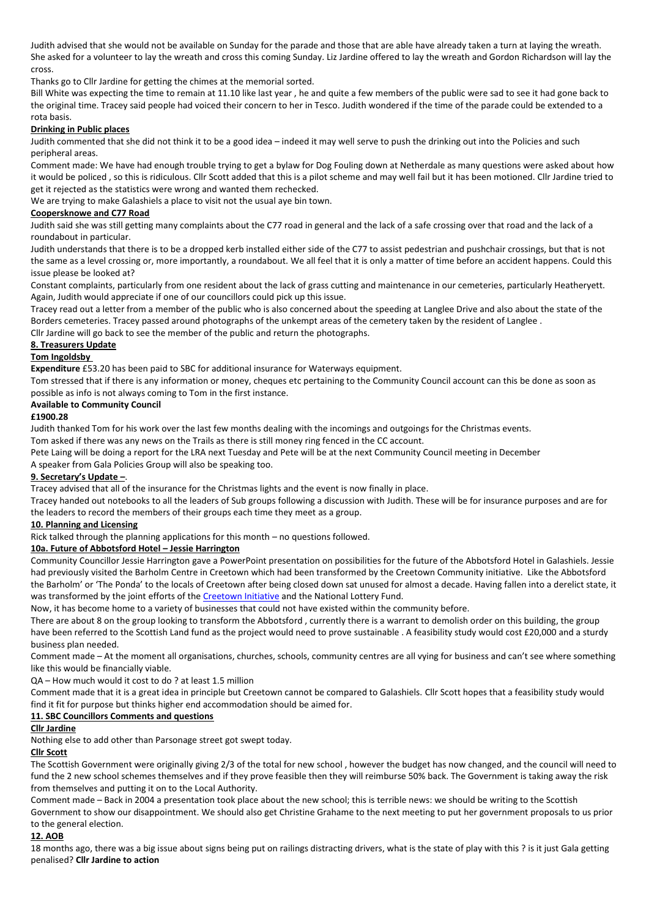Judith advised that she would not be available on Sunday for the parade and those that are able have already taken a turn at laying the wreath. She asked for a volunteer to lay the wreath and cross this coming Sunday. Liz Jardine offered to lay the wreath and Gordon Richardson will lay the cross.

Thanks go to Cllr Jardine for getting the chimes at the memorial sorted.

Bill White was expecting the time to remain at 11.10 like last year , he and quite a few members of the public were sad to see it had gone back to the original time. Tracey said people had voiced their concern to her in Tesco. Judith wondered if the time of the parade could be extended to a rota basis.

**Drinking in Public places**

Judith commented that she did not think it to be a good idea – indeed it may well serve to push the drinking out into the Policies and such peripheral areas.

Comment made: We have had enough trouble trying to get a bylaw for Dog Fouling down at Netherdale as many questions were asked about how it would be policed , so this is ridiculous. Cllr Scott added that this is a pilot scheme and may well fail but it has been motioned. Cllr Jardine tried to get it rejected as the statistics were wrong and wanted them rechecked.

We are trying to make Galashiels a place to visit not the usual aye bin town.

**Coopersknowe and C77 Road**

Judith said she was still getting many complaints about the C77 road in general and the lack of a safe crossing over that road and the lack of a roundabout in particular.

Judith understands that there is to be a dropped kerb installed either side of the C77 to assist pedestrian and pushchair crossings, but that is not the same as a level crossing or, more importantly, a roundabout. We all feel that it is only a matter of time before an accident happens. Could this issue please be looked at?

Constant complaints, particularly from one resident about the lack of grass cutting and maintenance in our cemeteries, particularly Heatheryett. Again, Judith would appreciate if one of our councillors could pick up this issue.

Tracey read out a letter from a member of the public who is also concerned about the speeding at Langlee Drive and also about the state of the Borders cemeteries. Tracey passed around photographs of the unkempt areas of the cemetery taken by the resident of Langlee .

Cllr Jardine will go back to see the member of the public and return the photographs.

**8. Treasurers Update**

**Tom Ingoldsby**

**Expenditure** £53.20 has been paid to SBC for additional insurance for Waterways equipment.

Tom stressed that if there is any information or money, cheques etc pertaining to the Community Council account can this be done as soon as possible as info is not always coming to Tom in the first instance.

**Available to Community Council**

**£1900.28**

Judith thanked Tom for his work over the last few months dealing with the incomings and outgoings for the Christmas events.

Tom asked if there was any news on the Trails as there is still money ring fenced in the CC account.

Pete Laing will be doing a report for the LRA next Tuesday and Pete will be at the next Community Council meeting in December

A speaker from Gala Policies Group will also be speaking too.

**9. Secretary's Update –**.

Tracey advised that all of the insurance for the Christmas lights and the event is now finally in place.

Tracey handed out notebooks to all the leaders of Sub groups following a discussion with Judith. These will be for insurance purposes and are for the leaders to record the members of their groups each time they meet as a group.

**10. Planning and Licensing**

Rick talked through the planning applications for this month – no questions followed.

**10a. Future of Abbotsford Hotel – Jessie Harrington**

Community Councillor Jessie Harrington gave a PowerPoint presentation on possibilities for the future of the Abbotsford Hotel in Galashiels. Jessie had previously visited the Barholm Centre in Creetown which had been transformed by the Creetown Community initiative. Like the Abbotsford the Barholm' or 'The Ponda' to the locals of Creetown after being closed down sat unused for almost a decade. Having fallen into a derelict state, it was transformed by the joint efforts of the Creetown Initiative and the National Lottery Fund.

Now, it has become home to a variety of businesses that could not have existed within the community before.

There are about 8 on the group looking to transform the Abbotsford , currently there is a warrant to demolish order on this building, the group have been referred to the Scottish Land fund as the project would need to prove sustainable . A feasibility study would cost £20,000 and a sturdy business plan needed.

Comment made – At the moment all organisations, churches, schools, community centres are all vying for business and can't see where something like this would be financially viable.

QA – How much would it cost to do ? at least 1.5 million

Comment made that it is a great idea in principle but Creetown cannot be compared to Galashiels. Cllr Scott hopes that a feasibility study would find it fit for purpose but thinks higher end accommodation should be aimed for.

**11. SBC Councillors Comments and questions**

**Cllr Jardine**

Nothing else to add other than Parsonage street got swept today.

**Cllr Scott**

The Scottish Government were originally giving 2/3 of the total for new school , however the budget has now changed, and the council will need to fund the 2 new school schemes themselves and if they prove feasible then they will reimburse 50% back. The Government is taking away the risk from themselves and putting it on to the Local Authority.

Comment made – Back in 2004 a presentation took place about the new school; this is terrible news: we should be writing to the Scottish Government to show our disappointment. We should also get Christine Grahame to the next meeting to put her government proposals to us prior to the general election.

**12. AOB**

18 months ago, there was a big issue about signs being put on railings distracting drivers, what is the state of play with this ? is it just Gala getting penalised? **Cllr Jardine to action**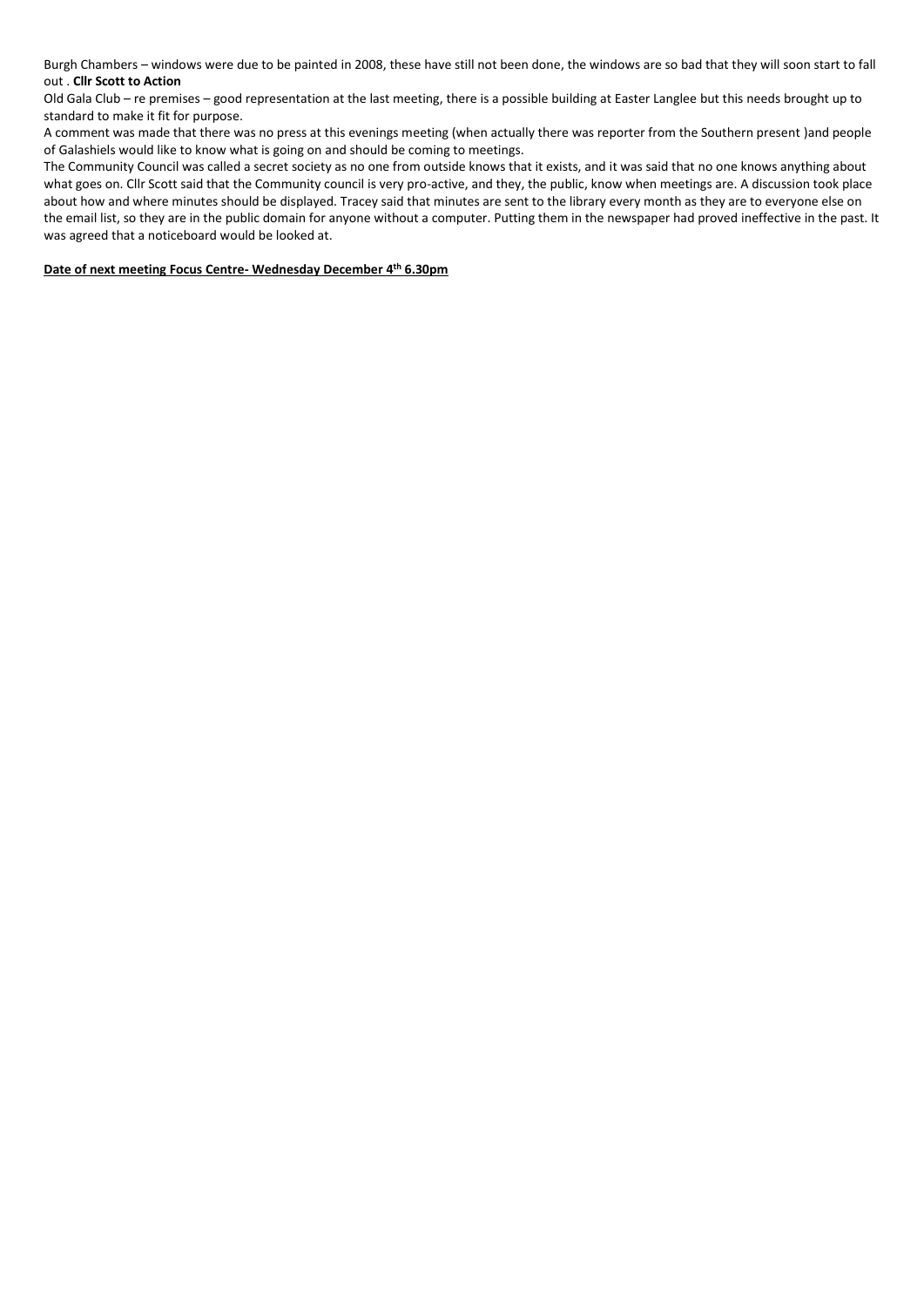Burgh Chambers – windows were due to be painted in 2008, these have still not been done, the windows are so bad that they will soon start to fall out . **Cllr Scott to Action**

Old Gala Club – re premises – good representation at the last meeting, there is a possible building at Easter Langlee but this needs brought up to standard to make it fit for purpose.

A comment was made that there was no press at this evenings meeting (when actually there was reporter from the Southern present )and people of Galashiels would like to know what is going on and should be coming to meetings.

The Community Council was called a secret society as no one from outside knows that it exists, and it was said that no one knows anything about what goes on. Cllr Scott said that the Community council is very pro-active, and they, the public, know when meetings are. A discussion took place about how and where minutes should be displayed. Tracey said that minutes are sent to the library every month as they are to everyone else on the email list, so they are in the public domain for anyone without a computer. Putting them in the newspaper had proved ineffective in the past. It was agreed that a noticeboard would be looked at.

**Date of next meeting Focus Centre- Wednesday December 4th 6.30pm**